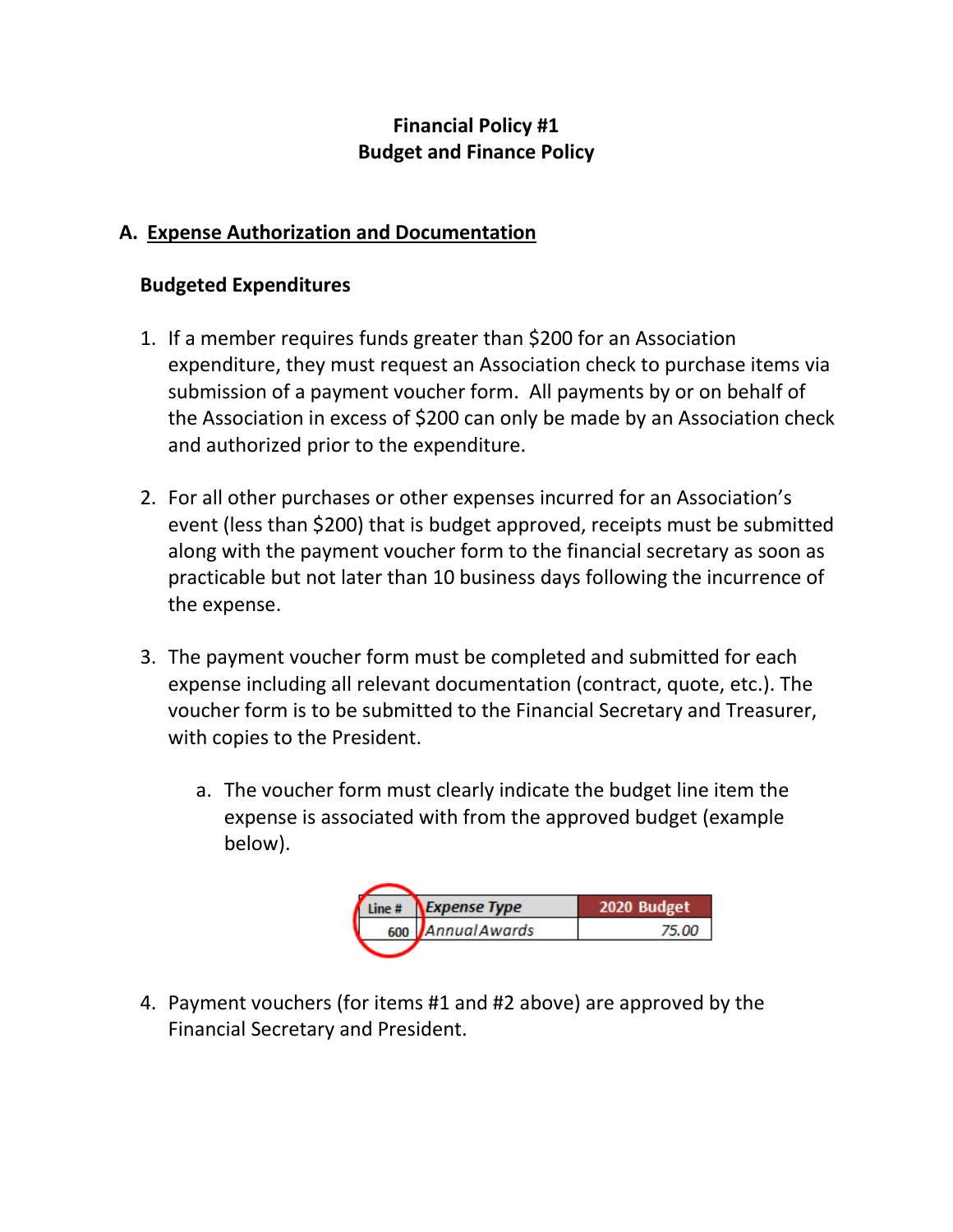# Financial Policy #1
# Budget and Finance Policy

## A. Expense Authorization and Documentation

### Budgeted Expenditures

1. If a member requires funds greater than $200 for an Association expenditure, they must request an Association check to purchase items via submission of a payment voucher form. All payments by or on behalf of the Association in excess of $200 can only be made by an Association check and authorized prior to the expenditure.

2. For all other purchases or other expenses incurred for an Association's event (less than $200) that is budget approved, receipts must be submitted along with the payment voucher form to the financial secretary as soon as practicable but not later than 10 business days following the incurrence of the expense.

3. The payment voucher form must be completed and submitted for each expense including all relevant documentation (contract, quote, etc.). The voucher form is to be submitted to the Financial Secretary and Treasurer, with copies to the President.

   a. The voucher form must clearly indicate the budget line item the expense is associated with from the approved budget (example below).

| Line # | *Expense Type* | 2020 Budget |
|---|---|---|
| 600 | *Annual Awards* | *75.00* |

4. Payment vouchers (for items #1 and #2 above) are approved by the Financial Secretary and President.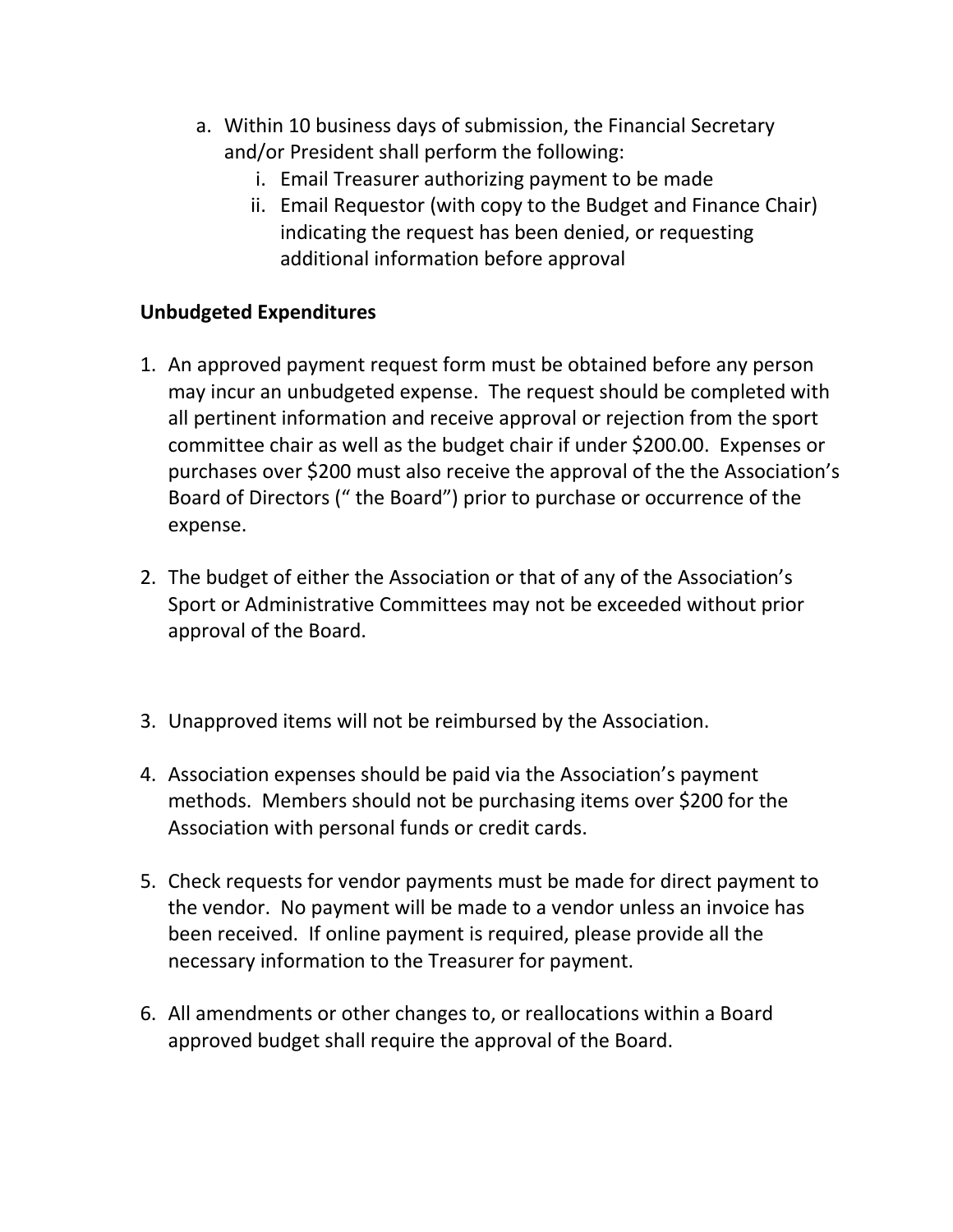a. Within 10 business days of submission, the Financial Secretary and/or President shall perform the following:
   i. Email Treasurer authorizing payment to be made
   ii. Email Requestor (with copy to the Budget and Finance Chair) indicating the request has been denied, or requesting additional information before approval

**Unbudgeted Expenditures**

1. An approved payment request form must be obtained before any person may incur an unbudgeted expense. The request should be completed with all pertinent information and receive approval or rejection from the sport committee chair as well as the budget chair if under $200.00. Expenses or purchases over $200 must also receive the approval of the the Association's Board of Directors (" the Board") prior to purchase or occurrence of the expense.

2. The budget of either the Association or that of any of the Association's Sport or Administrative Committees may not be exceeded without prior approval of the Board.

3. Unapproved items will not be reimbursed by the Association.

4. Association expenses should be paid via the Association's payment methods. Members should not be purchasing items over $200 for the Association with personal funds or credit cards.

5. Check requests for vendor payments must be made for direct payment to the vendor. No payment will be made to a vendor unless an invoice has been received. If online payment is required, please provide all the necessary information to the Treasurer for payment.

6. All amendments or other changes to, or reallocations within a Board approved budget shall require the approval of the Board.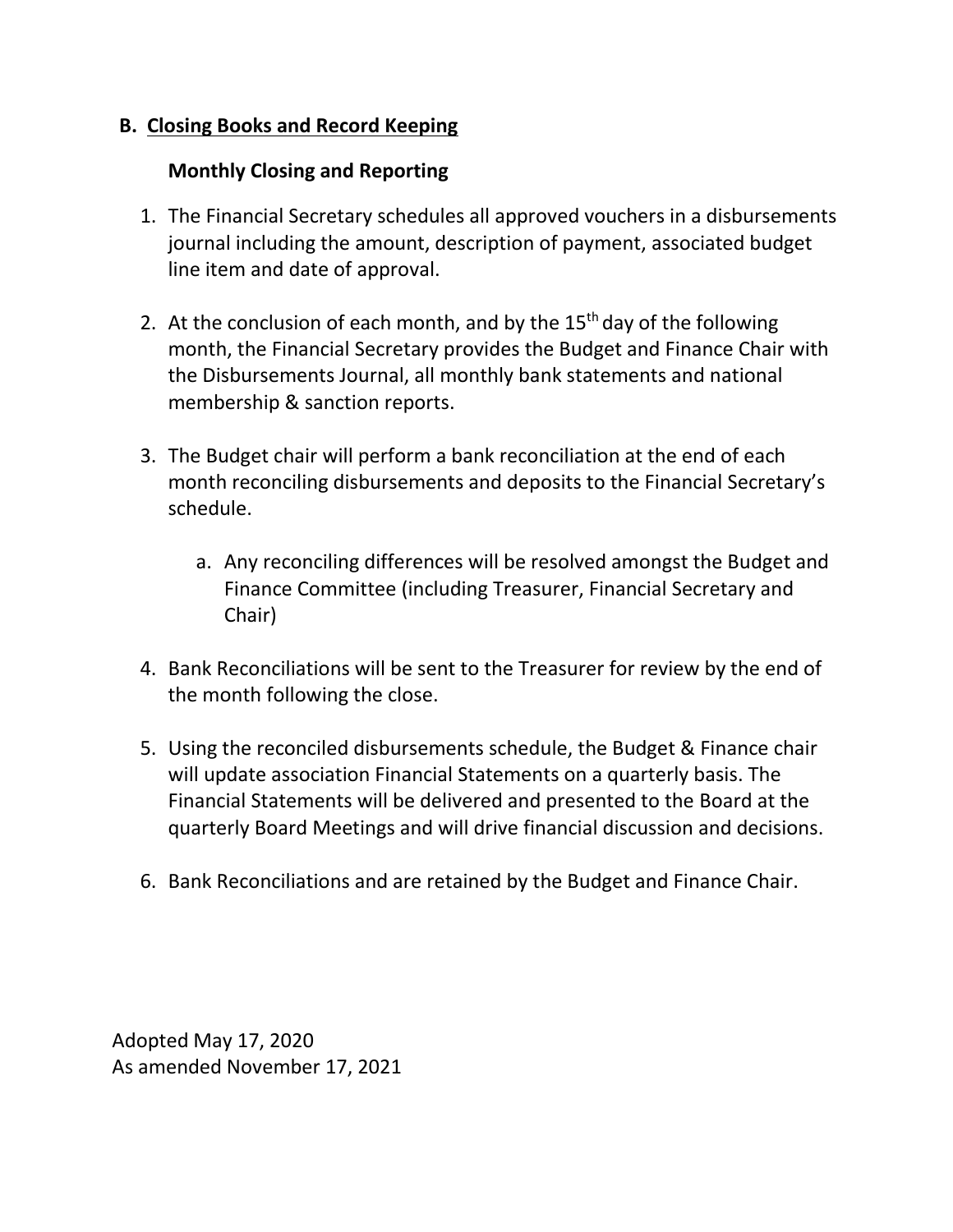## B. <u>Closing Books and Record Keeping</u>

### Monthly Closing and Reporting

1. The Financial Secretary schedules all approved vouchers in a disbursements journal including the amount, description of payment, associated budget line item and date of approval.

2. At the conclusion of each month, and by the 15th day of the following month, the Financial Secretary provides the Budget and Finance Chair with the Disbursements Journal, all monthly bank statements and national membership & sanction reports.

3. The Budget chair will perform a bank reconciliation at the end of each month reconciling disbursements and deposits to the Financial Secretary's schedule.

   a. Any reconciling differences will be resolved amongst the Budget and Finance Committee (including Treasurer, Financial Secretary and Chair)

4. Bank Reconciliations will be sent to the Treasurer for review by the end of the month following the close.

5. Using the reconciled disbursements schedule, the Budget & Finance chair will update association Financial Statements on a quarterly basis. The Financial Statements will be delivered and presented to the Board at the quarterly Board Meetings and will drive financial discussion and decisions.

6. Bank Reconciliations and are retained by the Budget and Finance Chair.

Adopted May 17, 2020
As amended November 17, 2021